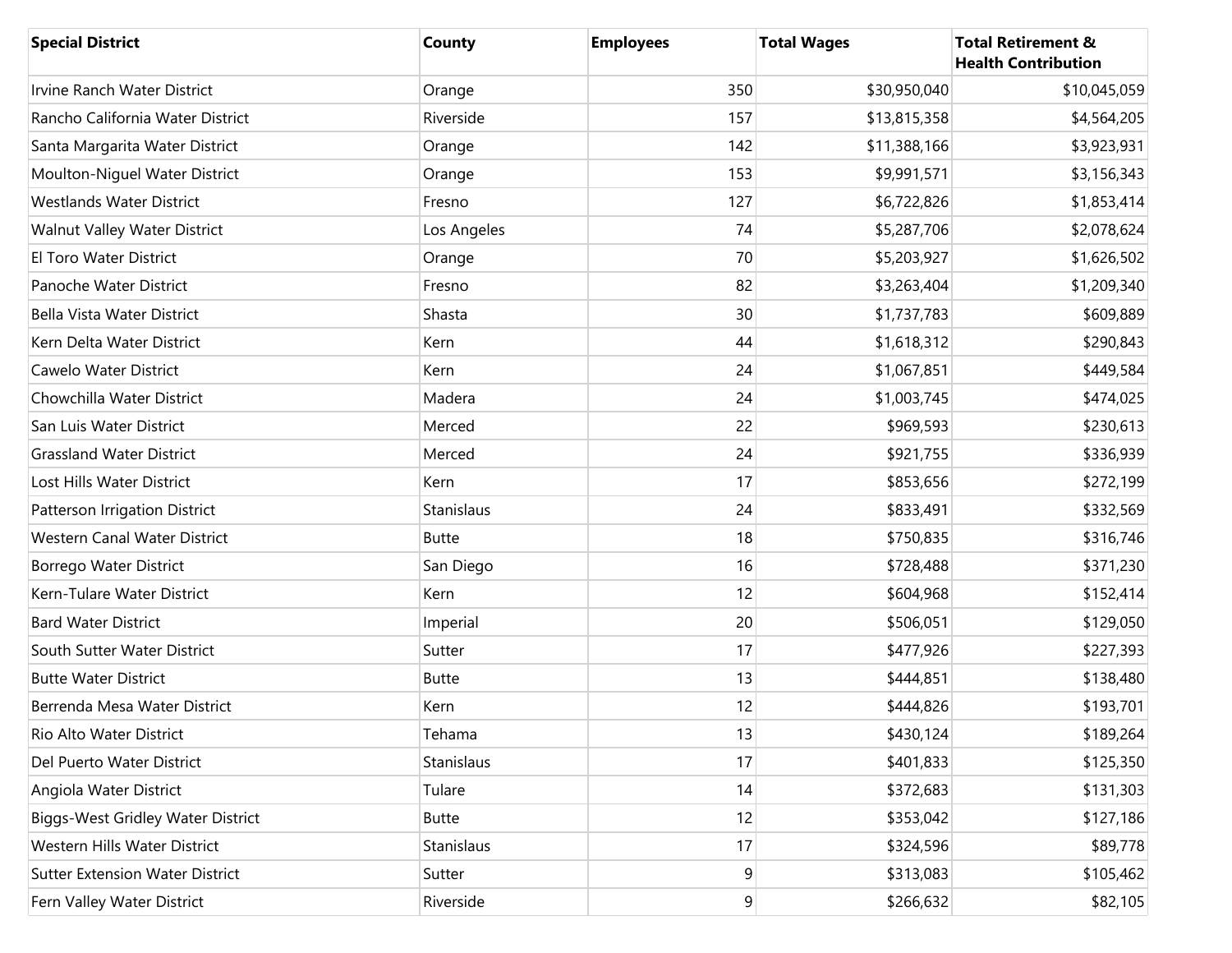| Special District | County | Employees | Total Wages | Total Retirement & Health Contribution |
| --- | --- | --- | --- | --- |
| Irvine Ranch Water District | Orange | 350 | $30,950,040 | $10,045,059 |
| Rancho California Water District | Riverside | 157 | $13,815,358 | $4,564,205 |
| Santa Margarita Water District | Orange | 142 | $11,388,166 | $3,923,931 |
| Moulton-Niguel Water District | Orange | 153 | $9,991,571 | $3,156,343 |
| Westlands Water District | Fresno | 127 | $6,722,826 | $1,853,414 |
| Walnut Valley Water District | Los Angeles | 74 | $5,287,706 | $2,078,624 |
| El Toro Water District | Orange | 70 | $5,203,927 | $1,626,502 |
| Panoche Water District | Fresno | 82 | $3,263,404 | $1,209,340 |
| Bella Vista Water District | Shasta | 30 | $1,737,783 | $609,889 |
| Kern Delta Water District | Kern | 44 | $1,618,312 | $290,843 |
| Cawelo Water District | Kern | 24 | $1,067,851 | $449,584 |
| Chowchilla Water District | Madera | 24 | $1,003,745 | $474,025 |
| San Luis Water District | Merced | 22 | $969,593 | $230,613 |
| Grassland Water District | Merced | 24 | $921,755 | $336,939 |
| Lost Hills Water District | Kern | 17 | $853,656 | $272,199 |
| Patterson Irrigation District | Stanislaus | 24 | $833,491 | $332,569 |
| Western Canal Water District | Butte | 18 | $750,835 | $316,746 |
| Borrego Water District | San Diego | 16 | $728,488 | $371,230 |
| Kern-Tulare Water District | Kern | 12 | $604,968 | $152,414 |
| Bard Water District | Imperial | 20 | $506,051 | $129,050 |
| South Sutter Water District | Sutter | 17 | $477,926 | $227,393 |
| Butte Water District | Butte | 13 | $444,851 | $138,480 |
| Berrenda Mesa Water District | Kern | 12 | $444,826 | $193,701 |
| Rio Alto Water District | Tehama | 13 | $430,124 | $189,264 |
| Del Puerto Water District | Stanislaus | 17 | $401,833 | $125,350 |
| Angiola Water District | Tulare | 14 | $372,683 | $131,303 |
| Biggs-West Gridley Water District | Butte | 12 | $353,042 | $127,186 |
| Western Hills Water District | Stanislaus | 17 | $324,596 | $89,778 |
| Sutter Extension Water District | Sutter | 9 | $313,083 | $105,462 |
| Fern Valley Water District | Riverside | 9 | $266,632 | $82,105 |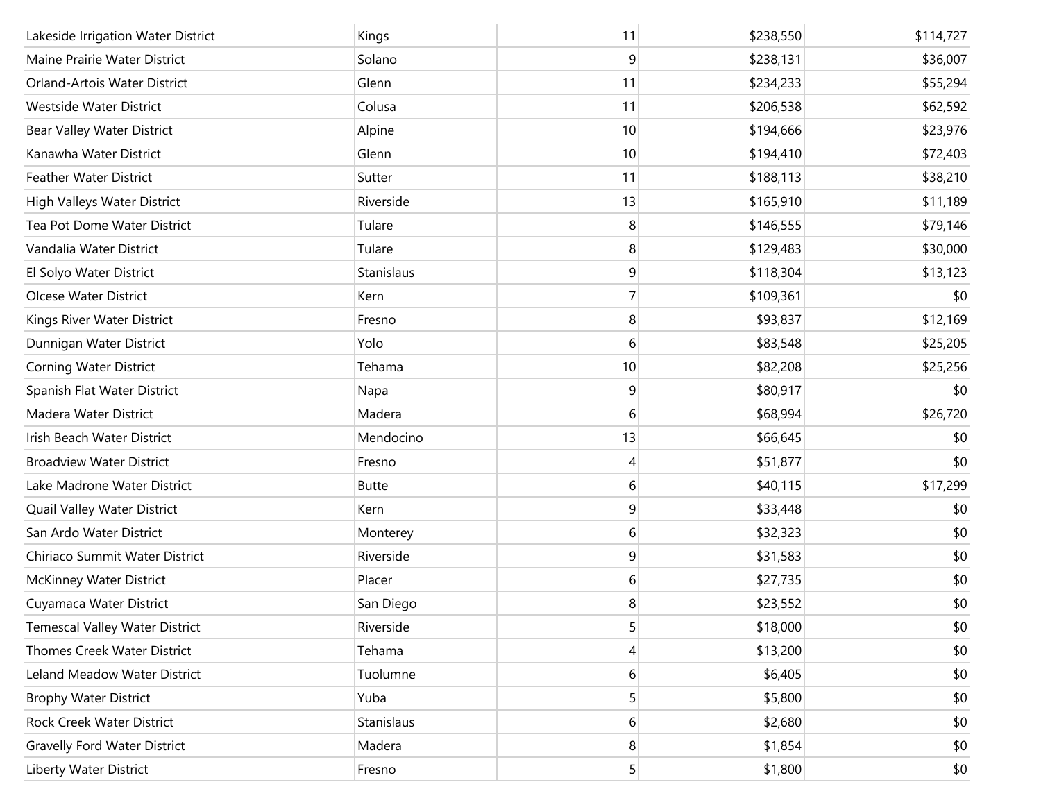| | | | | |
|---|---|---|---|---|
| Lakeside Irrigation Water District | Kings | 11 | $238,550 | $114,727 |
| Maine Prairie Water District | Solano | 9 | $238,131 | $36,007 |
| Orland-Artois Water District | Glenn | 11 | $234,233 | $55,294 |
| Westside Water District | Colusa | 11 | $206,538 | $62,592 |
| Bear Valley Water District | Alpine | 10 | $194,666 | $23,976 |
| Kanawha Water District | Glenn | 10 | $194,410 | $72,403 |
| Feather Water District | Sutter | 11 | $188,113 | $38,210 |
| High Valleys Water District | Riverside | 13 | $165,910 | $11,189 |
| Tea Pot Dome Water District | Tulare | 8 | $146,555 | $79,146 |
| Vandalia Water District | Tulare | 8 | $129,483 | $30,000 |
| El Solyo Water District | Stanislaus | 9 | $118,304 | $13,123 |
| Olcese Water District | Kern | 7 | $109,361 | $0 |
| Kings River Water District | Fresno | 8 | $93,837 | $12,169 |
| Dunnigan Water District | Yolo | 6 | $83,548 | $25,205 |
| Corning Water District | Tehama | 10 | $82,208 | $25,256 |
| Spanish Flat Water District | Napa | 9 | $80,917 | $0 |
| Madera Water District | Madera | 6 | $68,994 | $26,720 |
| Irish Beach Water District | Mendocino | 13 | $66,645 | $0 |
| Broadview Water District | Fresno | 4 | $51,877 | $0 |
| Lake Madrone Water District | Butte | 6 | $40,115 | $17,299 |
| Quail Valley Water District | Kern | 9 | $33,448 | $0 |
| San Ardo Water District | Monterey | 6 | $32,323 | $0 |
| Chiriaco Summit Water District | Riverside | 9 | $31,583 | $0 |
| McKinney Water District | Placer | 6 | $27,735 | $0 |
| Cuyamaca Water District | San Diego | 8 | $23,552 | $0 |
| Temescal Valley Water District | Riverside | 5 | $18,000 | $0 |
| Thomes Creek Water District | Tehama | 4 | $13,200 | $0 |
| Leland Meadow Water District | Tuolumne | 6 | $6,405 | $0 |
| Brophy Water District | Yuba | 5 | $5,800 | $0 |
| Rock Creek Water District | Stanislaus | 6 | $2,680 | $0 |
| Gravelly Ford Water District | Madera | 8 | $1,854 | $0 |
| Liberty Water District | Fresno | 5 | $1,800 | $0 |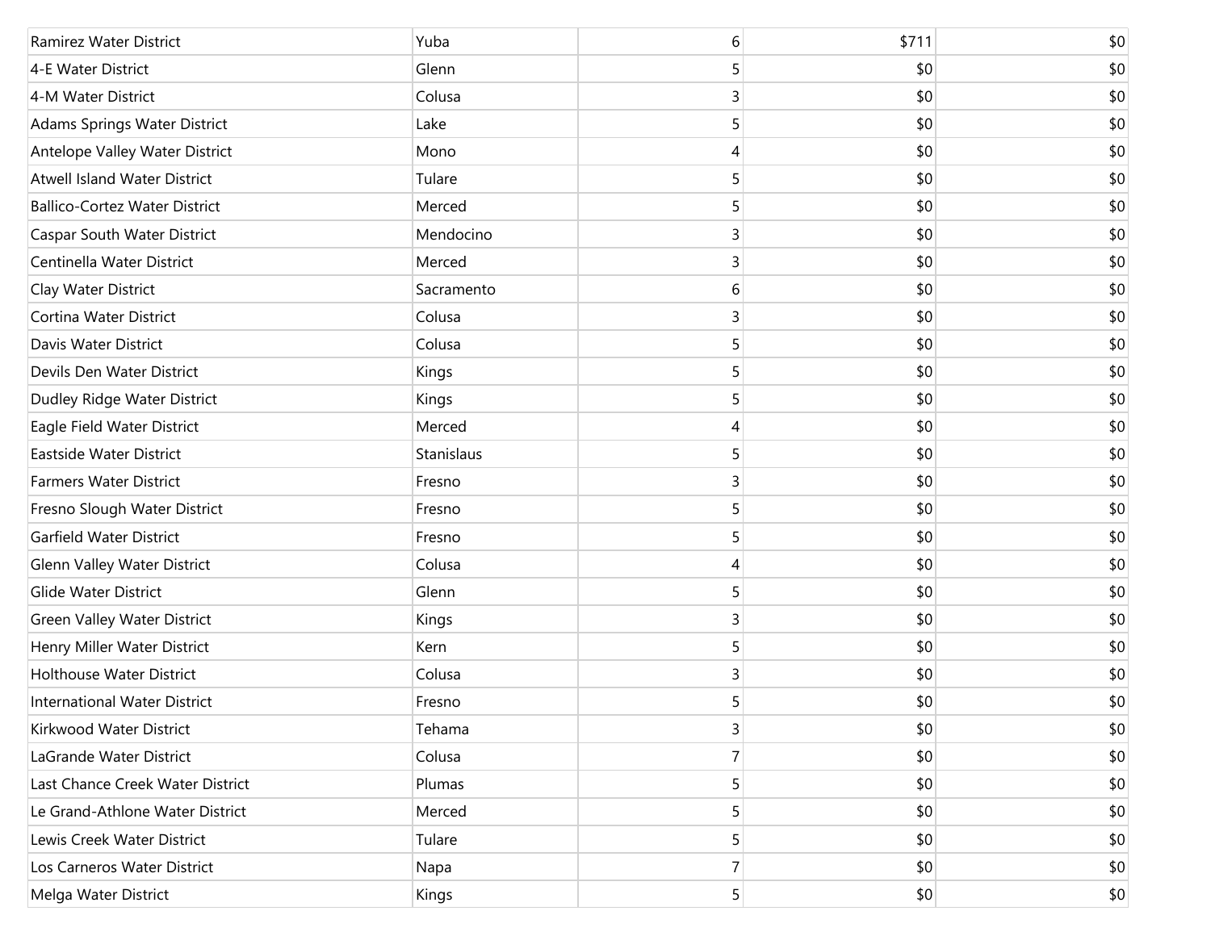| | | | | |
|---|---|---|---|---|
| Ramirez Water District | Yuba | 6 | $711 | $0 |
| 4-E Water District | Glenn | 5 | $0 | $0 |
| 4-M Water District | Colusa | 3 | $0 | $0 |
| Adams Springs Water District | Lake | 5 | $0 | $0 |
| Antelope Valley Water District | Mono | 4 | $0 | $0 |
| Atwell Island Water District | Tulare | 5 | $0 | $0 |
| Ballico-Cortez Water District | Merced | 5 | $0 | $0 |
| Caspar South Water District | Mendocino | 3 | $0 | $0 |
| Centinella Water District | Merced | 3 | $0 | $0 |
| Clay Water District | Sacramento | 6 | $0 | $0 |
| Cortina Water District | Colusa | 3 | $0 | $0 |
| Davis Water District | Colusa | 5 | $0 | $0 |
| Devils Den Water District | Kings | 5 | $0 | $0 |
| Dudley Ridge Water District | Kings | 5 | $0 | $0 |
| Eagle Field Water District | Merced | 4 | $0 | $0 |
| Eastside Water District | Stanislaus | 5 | $0 | $0 |
| Farmers Water District | Fresno | 3 | $0 | $0 |
| Fresno Slough Water District | Fresno | 5 | $0 | $0 |
| Garfield Water District | Fresno | 5 | $0 | $0 |
| Glenn Valley Water District | Colusa | 4 | $0 | $0 |
| Glide Water District | Glenn | 5 | $0 | $0 |
| Green Valley Water District | Kings | 3 | $0 | $0 |
| Henry Miller Water District | Kern | 5 | $0 | $0 |
| Holthouse Water District | Colusa | 3 | $0 | $0 |
| International Water District | Fresno | 5 | $0 | $0 |
| Kirkwood Water District | Tehama | 3 | $0 | $0 |
| LaGrande Water District | Colusa | 7 | $0 | $0 |
| Last Chance Creek Water District | Plumas | 5 | $0 | $0 |
| Le Grand-Athlone Water District | Merced | 5 | $0 | $0 |
| Lewis Creek Water District | Tulare | 5 | $0 | $0 |
| Los Carneros Water District | Napa | 7 | $0 | $0 |
| Melga Water District | Kings | 5 | $0 | $0 |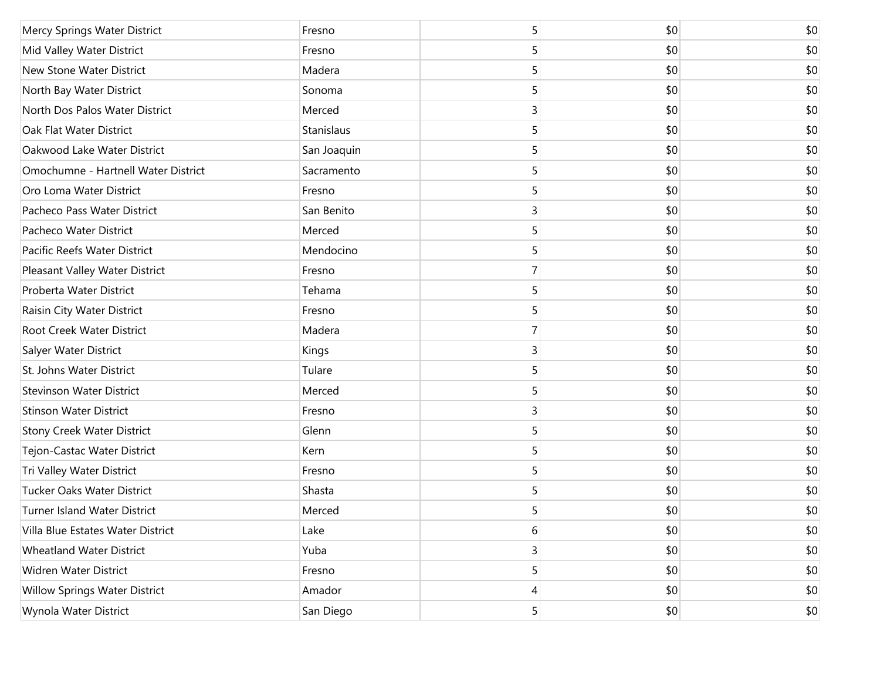| | | | | |
|---|---|---|---|---|
| Mercy Springs Water District | Fresno | 5 | $0 | $0 |
| Mid Valley Water District | Fresno | 5 | $0 | $0 |
| New Stone Water District | Madera | 5 | $0 | $0 |
| North Bay Water District | Sonoma | 5 | $0 | $0 |
| North Dos Palos Water District | Merced | 3 | $0 | $0 |
| Oak Flat Water District | Stanislaus | 5 | $0 | $0 |
| Oakwood Lake Water District | San Joaquin | 5 | $0 | $0 |
| Omochumne - Hartnell Water District | Sacramento | 5 | $0 | $0 |
| Oro Loma Water District | Fresno | 5 | $0 | $0 |
| Pacheco Pass Water District | San Benito | 3 | $0 | $0 |
| Pacheco Water District | Merced | 5 | $0 | $0 |
| Pacific Reefs Water District | Mendocino | 5 | $0 | $0 |
| Pleasant Valley Water District | Fresno | 7 | $0 | $0 |
| Proberta Water District | Tehama | 5 | $0 | $0 |
| Raisin City Water District | Fresno | 5 | $0 | $0 |
| Root Creek Water District | Madera | 7 | $0 | $0 |
| Salyer Water District | Kings | 3 | $0 | $0 |
| St. Johns Water District | Tulare | 5 | $0 | $0 |
| Stevinson Water District | Merced | 5 | $0 | $0 |
| Stinson Water District | Fresno | 3 | $0 | $0 |
| Stony Creek Water District | Glenn | 5 | $0 | $0 |
| Tejon-Castac Water District | Kern | 5 | $0 | $0 |
| Tri Valley Water District | Fresno | 5 | $0 | $0 |
| Tucker Oaks Water District | Shasta | 5 | $0 | $0 |
| Turner Island Water District | Merced | 5 | $0 | $0 |
| Villa Blue Estates Water District | Lake | 6 | $0 | $0 |
| Wheatland Water District | Yuba | 3 | $0 | $0 |
| Widren Water District | Fresno | 5 | $0 | $0 |
| Willow Springs Water District | Amador | 4 | $0 | $0 |
| Wynola Water District | San Diego | 5 | $0 | $0 |